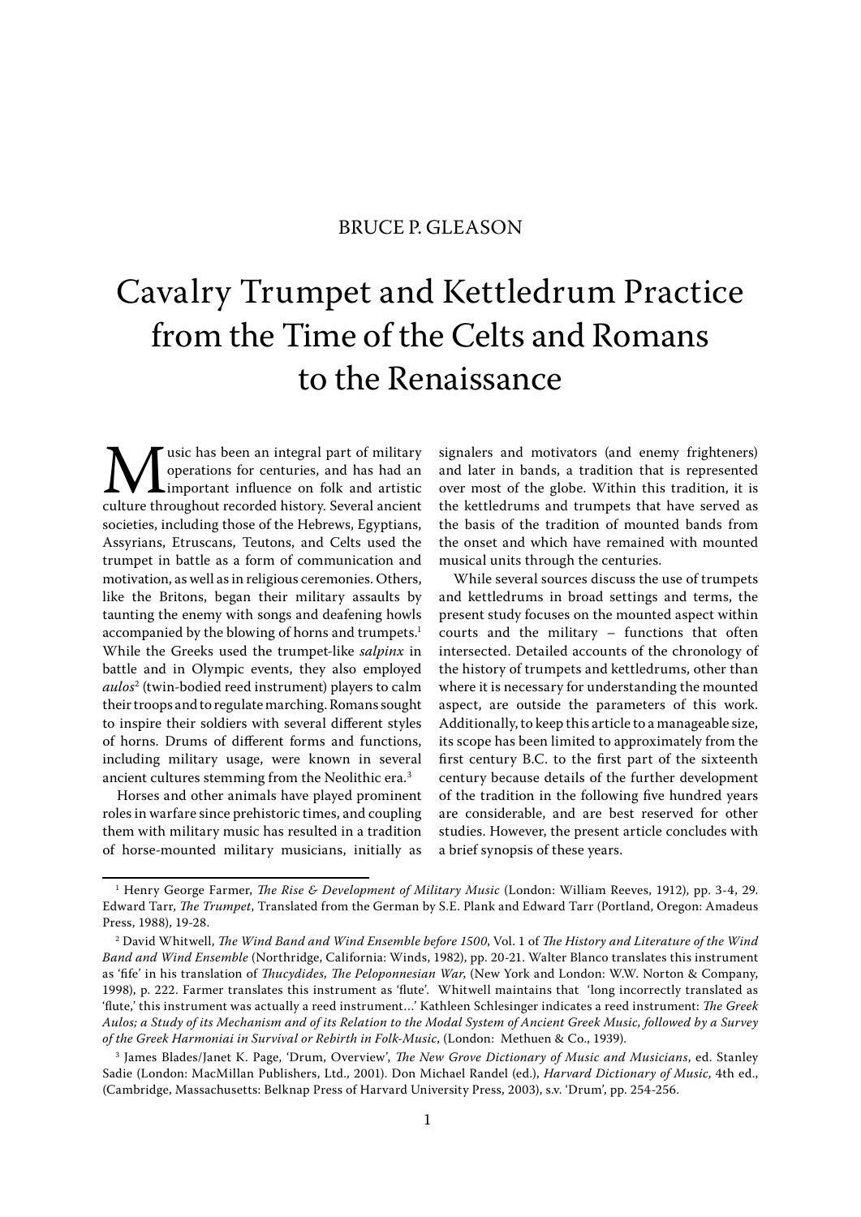BRUCE P. GLEASON

# Cavalry Trumpet and Kettledrum Practice from the Time of the Celts and Romans to the Renaissance

Music has been an integral part of military operations for centuries, and has had an important influence on folk and artistic culture throughout recorded history. Several ancient societies, including those of the Hebrews, Egyptians, Assyrians, Etruscans, Teutons, and Celts used the trumpet in battle as a form of communication and motivation, as well as in religious ceremonies. Others, like the Britons, began their military assaults by taunting the enemy with songs and deafening howls accompanied by the blowing of horns and trumpets.[1] While the Greeks used the trumpet-like *salpinx* in battle and in Olympic events, they also employed *aulos*[2] (twin-bodied reed instrument) players to calm their troops and to regulate marching. Romans sought to inspire their soldiers with several different styles of horns. Drums of different forms and functions, including military usage, were known in several ancient cultures stemming from the Neolithic era.[3]

Horses and other animals have played prominent roles in warfare since prehistoric times, and coupling them with military music has resulted in a tradition of horse-mounted military musicians, initially as signalers and motivators (and enemy frighteners) and later in bands, a tradition that is represented over most of the globe. Within this tradition, it is the kettledrums and trumpets that have served as the basis of the tradition of mounted bands from the onset and which have remained with mounted musical units through the centuries.

While several sources discuss the use of trumpets and kettledrums in broad settings and terms, the present study focuses on the mounted aspect within courts and the military – functions that often intersected. Detailed accounts of the chronology of the history of trumpets and kettledrums, other than where it is necessary for understanding the mounted aspect, are outside the parameters of this work. Additionally, to keep this article to a manageable size, its scope has been limited to approximately from the first century B.C. to the first part of the sixteenth century because details of the further development of the tradition in the following five hundred years are considerable, and are best reserved for other studies. However, the present article concludes with a brief synopsis of these years.

---

[1] Henry George Farmer, *The Rise & Development of Military Music* (London: William Reeves, 1912), pp. 3-4, 29. Edward Tarr, *The Trumpet*, Translated from the German by S.E. Plank and Edward Tarr (Portland, Oregon: Amadeus Press, 1988), 19-28.

[2] David Whitwell, *The Wind Band and Wind Ensemble before 1500*, Vol. 1 of *The History and Literature of the Wind Band and Wind Ensemble* (Northridge, California: Winds, 1982), pp. 20-21. Walter Blanco translates this instrument as 'fife' in his translation of *Thucydides, The Peloponnesian War*, (New York and London: W.W. Norton & Company, 1998), p. 222. Farmer translates this instrument as 'flute'. Whitwell maintains that 'long incorrectly translated as 'flute,' this instrument was actually a reed instrument…' Kathleen Schlesinger indicates a reed instrument: *The Greek Aulos; a Study of its Mechanism and of its Relation to the Modal System of Ancient Greek Music, followed by a Survey of the Greek Harmoniai in Survival or Rebirth in Folk-Music*, (London: Methuen & Co., 1939).

[3] James Blades/Janet K. Page, 'Drum, Overview', *The New Grove Dictionary of Music and Musicians*, ed. Stanley Sadie (London: MacMillan Publishers, Ltd., 2001). Don Michael Randel (ed.), *Harvard Dictionary of Music*, 4th ed., (Cambridge, Massachusetts: Belknap Press of Harvard University Press, 2003), s.v. 'Drum', pp. 254-256.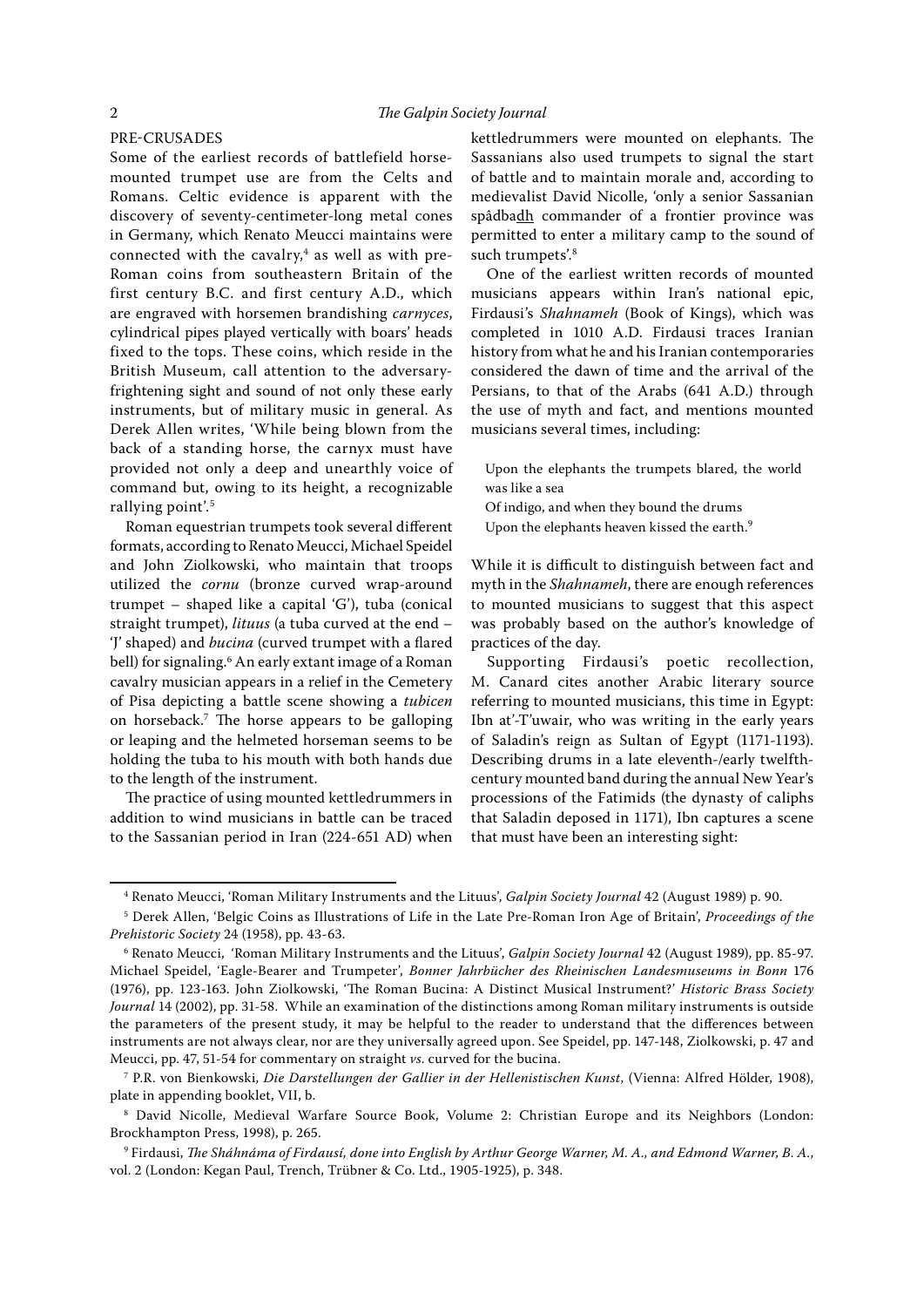## PRE-CRUSADES

Some of the earliest records of battlefield horse-mounted trumpet use are from the Celts and Romans. Celtic evidence is apparent with the discovery of seventy-centimeter-long metal cones in Germany, which Renato Meucci maintains were connected with the cavalry,[4] as well as with pre-Roman coins from southeastern Britain of the first century B.C. and first century A.D., which are engraved with horsemen brandishing *carnyces*, cylindrical pipes played vertically with boars' heads fixed to the tops. These coins, which reside in the British Museum, call attention to the adversary-frightening sight and sound of not only these early instruments, but of military music in general. As Derek Allen writes, 'While being blown from the back of a standing horse, the carnyx must have provided not only a deep and unearthly voice of command but, owing to its height, a recognizable rallying point'.[5]

Roman equestrian trumpets took several different formats, according to Renato Meucci, Michael Speidel and John Ziolkowski, who maintain that troops utilized the *cornu* (bronze curved wrap-around trumpet – shaped like a capital 'G'), tuba (conical straight trumpet), *lituus* (a tuba curved at the end – 'J' shaped) and *bucina* (curved trumpet with a flared bell) for signaling.[6] An early extant image of a Roman cavalry musician appears in a relief in the Cemetery of Pisa depicting a battle scene showing a *tubicen* on horseback.[7] The horse appears to be galloping or leaping and the helmeted horseman seems to be holding the tuba to his mouth with both hands due to the length of the instrument.

The practice of using mounted kettledrummers in addition to wind musicians in battle can be traced to the Sassanian period in Iran (224-651 AD) when kettledrummers were mounted on elephants. The Sassanians also used trumpets to signal the start of battle and to maintain morale and, according to medievalist David Nicolle, 'only a senior Sassanian spâdba<u>dh</u> commander of a frontier province was permitted to enter a military camp to the sound of such trumpets'.[8]

One of the earliest written records of mounted musicians appears within Iran's national epic, Firdausi's *Shahnameh* (Book of Kings), which was completed in 1010 A.D. Firdausi traces Iranian history from what he and his Iranian contemporaries considered the dawn of time and the arrival of the Persians, to that of the Arabs (641 A.D.) through the use of myth and fact, and mentions mounted musicians several times, including:

> Upon the elephants the trumpets blared, the world was like a sea
> Of indigo, and when they bound the drums
> Upon the elephants heaven kissed the earth.[9]

While it is difficult to distinguish between fact and myth in the *Shahnameh*, there are enough references to mounted musicians to suggest that this aspect was probably based on the author's knowledge of practices of the day.

Supporting Firdausi's poetic recollection, M. Canard cites another Arabic literary source referring to mounted musicians, this time in Egypt: Ibn at'-T'uwair, who was writing in the early years of Saladin's reign as Sultan of Egypt (1171-1193). Describing drums in a late eleventh-/early twelfth-century mounted band during the annual New Year's processions of the Fatimids (the dynasty of caliphs that Saladin deposed in 1171), Ibn captures a scene that must have been an interesting sight:

---

[4] Renato Meucci, 'Roman Military Instruments and the Lituus', *Galpin Society Journal* 42 (August 1989) p. 90.

[5] Derek Allen, 'Belgic Coins as Illustrations of Life in the Late Pre-Roman Iron Age of Britain', *Proceedings of the Prehistoric Society* 24 (1958), pp. 43-63.

[6] Renato Meucci, 'Roman Military Instruments and the Lituus', *Galpin Society Journal* 42 (August 1989), pp. 85-97. Michael Speidel, 'Eagle-Bearer and Trumpeter', *Bonner Jahrbücher des Rheinischen Landesmuseums in Bonn* 176 (1976), pp. 123-163. John Ziolkowski, 'The Roman Bucina: A Distinct Musical Instrument?' *Historic Brass Society Journal* 14 (2002), pp. 31-58. While an examination of the distinctions among Roman military instruments is outside the parameters of the present study, it may be helpful to the reader to understand that the differences between instruments are not always clear, nor are they universally agreed upon. See Speidel, pp. 147-148, Ziolkowski, p. 47 and Meucci, pp. 47, 51-54 for commentary on straight *vs.* curved for the bucina.

[7] P.R. von Bienkowski, *Die Darstellungen der Gallier in der Hellenistischen Kunst*, (Vienna: Alfred Hölder, 1908), plate in appending booklet, VII, b.

[8] David Nicolle, Medieval Warfare Source Book, Volume 2: Christian Europe and its Neighbors (London: Brockhampton Press, 1998), p. 265.

[9] Firdausi, *The Sháhnáma of Firdausí, done into English by Arthur George Warner, M. A., and Edmond Warner, B. A.*, vol. 2 (London: Kegan Paul, Trench, Trübner & Co. Ltd., 1905-1925), p. 348.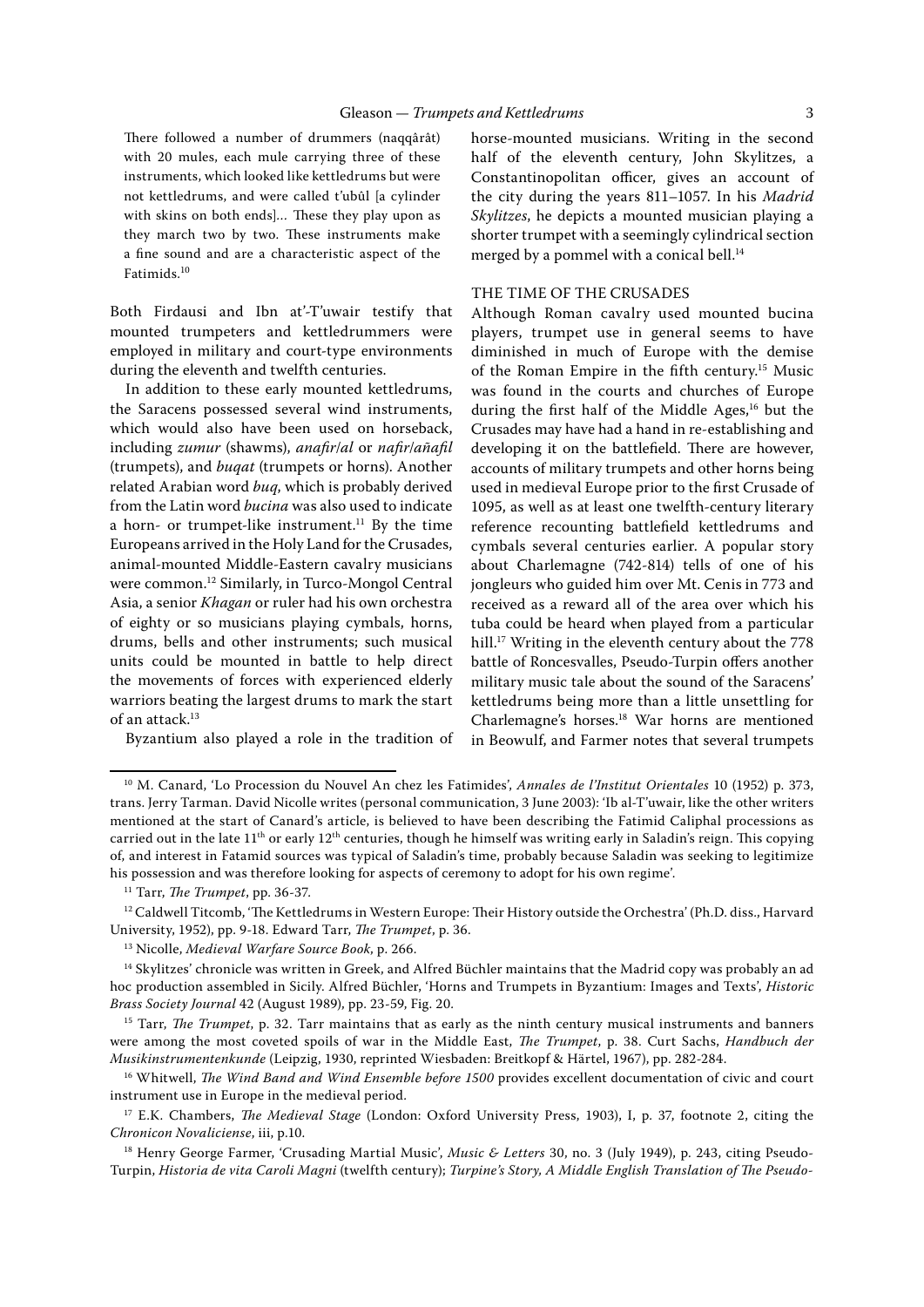> There followed a number of drummers (naqqârât) with 20 mules, each mule carrying three of these instruments, which looked like kettledrums but were not kettledrums, and were called t'ubûl [a cylinder with skins on both ends]... These they play upon as they march two by two. These instruments make a fine sound and are a characteristic aspect of the Fatimids.[10]

Both Firdausi and Ibn at'-T'uwair testify that mounted trumpeters and kettledrummers were employed in military and court-type environments during the eleventh and twelfth centuries.

In addition to these early mounted kettledrums, the Saracens possessed several wind instruments, which would also have been used on horseback, including *zumur* (shawms), *anafir/al* or *nafir/añafil* (trumpets), and *buqat* (trumpets or horns). Another related Arabian word *buq*, which is probably derived from the Latin word *bucina* was also used to indicate a horn- or trumpet-like instrument.[11] By the time Europeans arrived in the Holy Land for the Crusades, animal-mounted Middle-Eastern cavalry musicians were common.[12] Similarly, in Turco-Mongol Central Asia, a senior *Khagan* or ruler had his own orchestra of eighty or so musicians playing cymbals, horns, drums, bells and other instruments; such musical units could be mounted in battle to help direct the movements of forces with experienced elderly warriors beating the largest drums to mark the start of an attack.[13]

Byzantium also played a role in the tradition of horse-mounted musicians. Writing in the second half of the eleventh century, John Skylitzes, a Constantinopolitan officer, gives an account of the city during the years 811–1057. In his *Madrid Skylitzes*, he depicts a mounted musician playing a shorter trumpet with a seemingly cylindrical section merged by a pommel with a conical bell.[14]

## THE TIME OF THE CRUSADES

Although Roman cavalry used mounted bucina players, trumpet use in general seems to have diminished in much of Europe with the demise of the Roman Empire in the fifth century.[15] Music was found in the courts and churches of Europe during the first half of the Middle Ages,[16] but the Crusades may have had a hand in re-establishing and developing it on the battlefield. There are however, accounts of military trumpets and other horns being used in medieval Europe prior to the first Crusade of 1095, as well as at least one twelfth-century literary reference recounting battlefield kettledrums and cymbals several centuries earlier. A popular story about Charlemagne (742-814) tells of one of his jongleurs who guided him over Mt. Cenis in 773 and received as a reward all of the area over which his tuba could be heard when played from a particular hill.[17] Writing in the eleventh century about the 778 battle of Roncesvalles, Pseudo-Turpin offers another military music tale about the sound of the Saracens' kettledrums being more than a little unsettling for Charlemagne's horses.[18] War horns are mentioned in Beowulf, and Farmer notes that several trumpets

---

[10] M. Canard, 'Lo Procession du Nouvel An chez les Fatimides', *Annales de l'Institut Orientales* 10 (1952) p. 373, trans. Jerry Tarman. David Nicolle writes (personal communication, 3 June 2003): 'Ib al-T'uwair, like the other writers mentioned at the start of Canard's article, is believed to have been describing the Fatimid Caliphal processions as carried out in the late 11th or early 12th centuries, though he himself was writing early in Saladin's reign. This copying of, and interest in Fatamid sources was typical of Saladin's time, probably because Saladin was seeking to legitimize his possession and was therefore looking for aspects of ceremony to adopt for his own regime'.

[11] Tarr, *The Trumpet*, pp. 36-37.

[12] Caldwell Titcomb, 'The Kettledrums in Western Europe: Their History outside the Orchestra' (Ph.D. diss., Harvard University, 1952), pp. 9-18. Edward Tarr, *The Trumpet*, p. 36.

[13] Nicolle, *Medieval Warfare Source Book*, p. 266.

[14] Skylitzes' chronicle was written in Greek, and Alfred Büchler maintains that the Madrid copy was probably an ad hoc production assembled in Sicily. Alfred Büchler, 'Horns and Trumpets in Byzantium: Images and Texts', *Historic Brass Society Journal* 42 (August 1989), pp. 23-59, Fig. 20.

[15] Tarr, *The Trumpet*, p. 32. Tarr maintains that as early as the ninth century musical instruments and banners were among the most coveted spoils of war in the Middle East, *The Trumpet*, p. 38. Curt Sachs, *Handbuch der Musikinstrumentenkunde* (Leipzig, 1930, reprinted Wiesbaden: Breitkopf & Härtel, 1967), pp. 282-284.

[16] Whitwell, *The Wind Band and Wind Ensemble before 1500* provides excellent documentation of civic and court instrument use in Europe in the medieval period.

[17] E.K. Chambers, *The Medieval Stage* (London: Oxford University Press, 1903), I, p. 37, footnote 2, citing the *Chronicon Novaliciense*, iii, p.10.

[18] Henry George Farmer, 'Crusading Martial Music', *Music & Letters* 30, no. 3 (July 1949), p. 243, citing Pseudo-Turpin, *Historia de vita Caroli Magni* (twelfth century); *Turpine's Story, A Middle English Translation of The Pseudo-*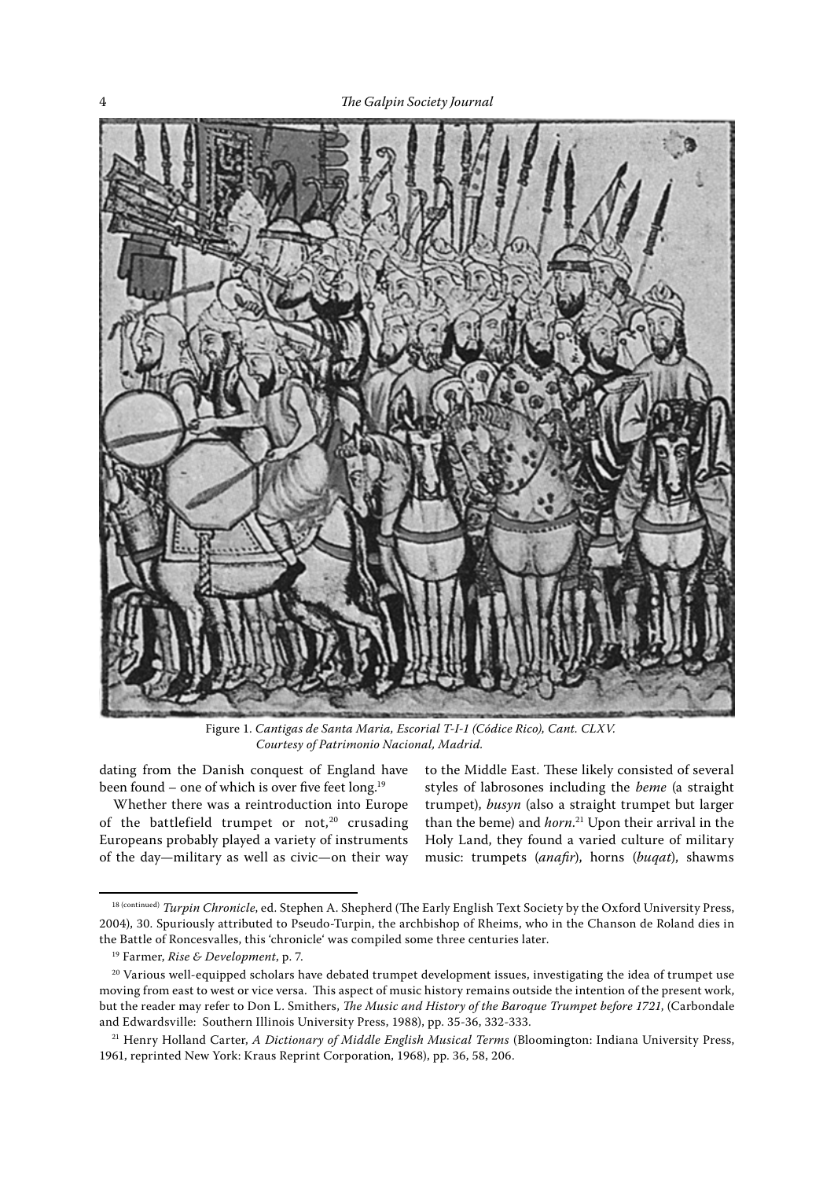Figure 1. *Cantigas de Santa Maria, Escorial T-I-1 (Códice Rico), Cant. CLXV. Courtesy of Patrimonio Nacional, Madrid.*

dating from the Danish conquest of England have been found – one of which is over five feet long.[19]

Whether there was a reintroduction into Europe of the battlefield trumpet or not,[20] crusading Europeans probably played a variety of instruments of the day—military as well as civic—on their way to the Middle East. These likely consisted of several styles of labrosones including the *beme* (a straight trumpet), *busyn* (also a straight trumpet but larger than the beme) and *horn*.[21] Upon their arrival in the Holy Land, they found a varied culture of military music: trumpets (*anafir*), horns (*buqat*), shawms

---

[18] (continued) *Turpin Chronicle*, ed. Stephen A. Shepherd (The Early English Text Society by the Oxford University Press, 2004), 30. Spuriously attributed to Pseudo-Turpin, the archbishop of Rheims, who in the Chanson de Roland dies in the Battle of Roncesvalles, this 'chronicle' was compiled some three centuries later.

[19] Farmer, *Rise & Development*, p. 7.

[20] Various well-equipped scholars have debated trumpet development issues, investigating the idea of trumpet use moving from east to west or vice versa. This aspect of music history remains outside the intention of the present work, but the reader may refer to Don L. Smithers, *The Music and History of the Baroque Trumpet before 1721*, (Carbondale and Edwardsville: Southern Illinois University Press, 1988), pp. 35-36, 332-333.

[21] Henry Holland Carter, *A Dictionary of Middle English Musical Terms* (Bloomington: Indiana University Press, 1961, reprinted New York: Kraus Reprint Corporation, 1968), pp. 36, 58, 206.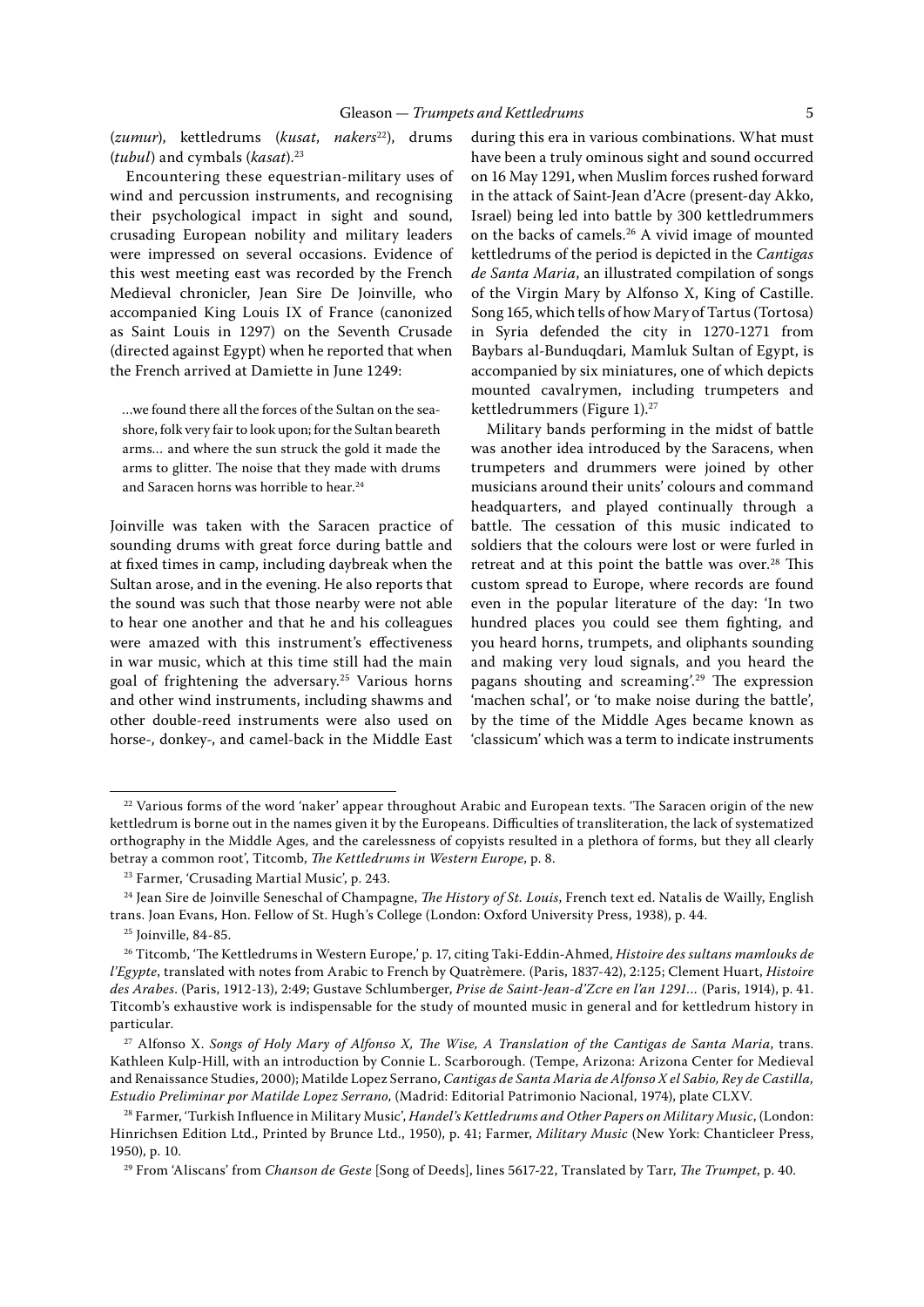(*zumur*), kettledrums (*kusat*, *nakers*[22]), drums (*tubul*) and cymbals (*kasat*).[23]

Encountering these equestrian-military uses of wind and percussion instruments, and recognising their psychological impact in sight and sound, crusading European nobility and military leaders were impressed on several occasions. Evidence of this west meeting east was recorded by the French Medieval chronicler, Jean Sire De Joinville, who accompanied King Louis IX of France (canonized as Saint Louis in 1297) on the Seventh Crusade (directed against Egypt) when he reported that when the French arrived at Damiette in June 1249:

> …we found there all the forces of the Sultan on the seashore, folk very fair to look upon; for the Sultan beareth arms… and where the sun struck the gold it made the arms to glitter. The noise that they made with drums and Saracen horns was horrible to hear.[24]

Joinville was taken with the Saracen practice of sounding drums with great force during battle and at fixed times in camp, including daybreak when the Sultan arose, and in the evening. He also reports that the sound was such that those nearby were not able to hear one another and that he and his colleagues were amazed with this instrument's effectiveness in war music, which at this time still had the main goal of frightening the adversary.[25] Various horns and other wind instruments, including shawms and other double-reed instruments were also used on horse-, donkey-, and camel-back in the Middle East during this era in various combinations. What must have been a truly ominous sight and sound occurred on 16 May 1291, when Muslim forces rushed forward in the attack of Saint-Jean d'Acre (present-day Akko, Israel) being led into battle by 300 kettledrummers on the backs of camels.[26] A vivid image of mounted kettledrums of the period is depicted in the *Cantigas de Santa Maria*, an illustrated compilation of songs of the Virgin Mary by Alfonso X, King of Castille. Song 165, which tells of how Mary of Tartus (Tortosa) in Syria defended the city in 1270-1271 from Baybars al-Bunduqdari, Mamluk Sultan of Egypt, is accompanied by six miniatures, one of which depicts mounted cavalrymen, including trumpeters and kettledrummers (Figure 1).[27]

Military bands performing in the midst of battle was another idea introduced by the Saracens, when trumpeters and drummers were joined by other musicians around their units' colours and command headquarters, and played continually through a battle. The cessation of this music indicated to soldiers that the colours were lost or were furled in retreat and at this point the battle was over.[28] This custom spread to Europe, where records are found even in the popular literature of the day: 'In two hundred places you could see them fighting, and you heard horns, trumpets, and oliphants sounding and making very loud signals, and you heard the pagans shouting and screaming'.[29] The expression 'machen schal', or 'to make noise during the battle', by the time of the Middle Ages became known as 'classicum' which was a term to indicate instruments

---

[22] Various forms of the word 'naker' appear throughout Arabic and European texts. 'The Saracen origin of the new kettledrum is borne out in the names given it by the Europeans. Difficulties of transliteration, the lack of systematized orthography in the Middle Ages, and the carelessness of copyists resulted in a plethora of forms, but they all clearly betray a common root', Titcomb, *The Kettledrums in Western Europe*, p. 8.

[23] Farmer, 'Crusading Martial Music', p. 243.

[24] Jean Sire de Joinville Seneschal of Champagne, *The History of St. Louis*, French text ed. Natalis de Wailly, English trans. Joan Evans, Hon. Fellow of St. Hugh's College (London: Oxford University Press, 1938), p. 44.

[25] Joinville, 84-85.

[26] Titcomb, 'The Kettledrums in Western Europe,' p. 17, citing Taki-Eddin-Ahmed, *Histoire des sultans mamlouks de l'Egypte*, translated with notes from Arabic to French by Quatrèmere. (Paris, 1837-42), 2:125; Clement Huart, *Histoire des Arabes*. (Paris, 1912-13), 2:49; Gustave Schlumberger, *Prise de Saint-Jean-d'Zcre en l'an 1291…* (Paris, 1914), p. 41. Titcomb's exhaustive work is indispensable for the study of mounted music in general and for kettledrum history in particular.

[27] Alfonso X. *Songs of Holy Mary of Alfonso X, The Wise, A Translation of the Cantigas de Santa Maria*, trans. Kathleen Kulp-Hill, with an introduction by Connie L. Scarborough. (Tempe, Arizona: Arizona Center for Medieval and Renaissance Studies, 2000); Matilde Lopez Serrano, *Cantigas de Santa Maria de Alfonso X el Sabio, Rey de Castilla, Estudio Preliminar por Matilde Lopez Serrano*, (Madrid: Editorial Patrimonio Nacional, 1974), plate CLXV.

[28] Farmer, 'Turkish Influence in Military Music', *Handel's Kettledrums and Other Papers on Military Music*, (London: Hinrichsen Edition Ltd., Printed by Brunce Ltd., 1950), p. 41; Farmer, *Military Music* (New York: Chanticleer Press, 1950), p. 10.

[29] From 'Aliscans' from *Chanson de Geste* [Song of Deeds], lines 5617-22, Translated by Tarr, *The Trumpet*, p. 40.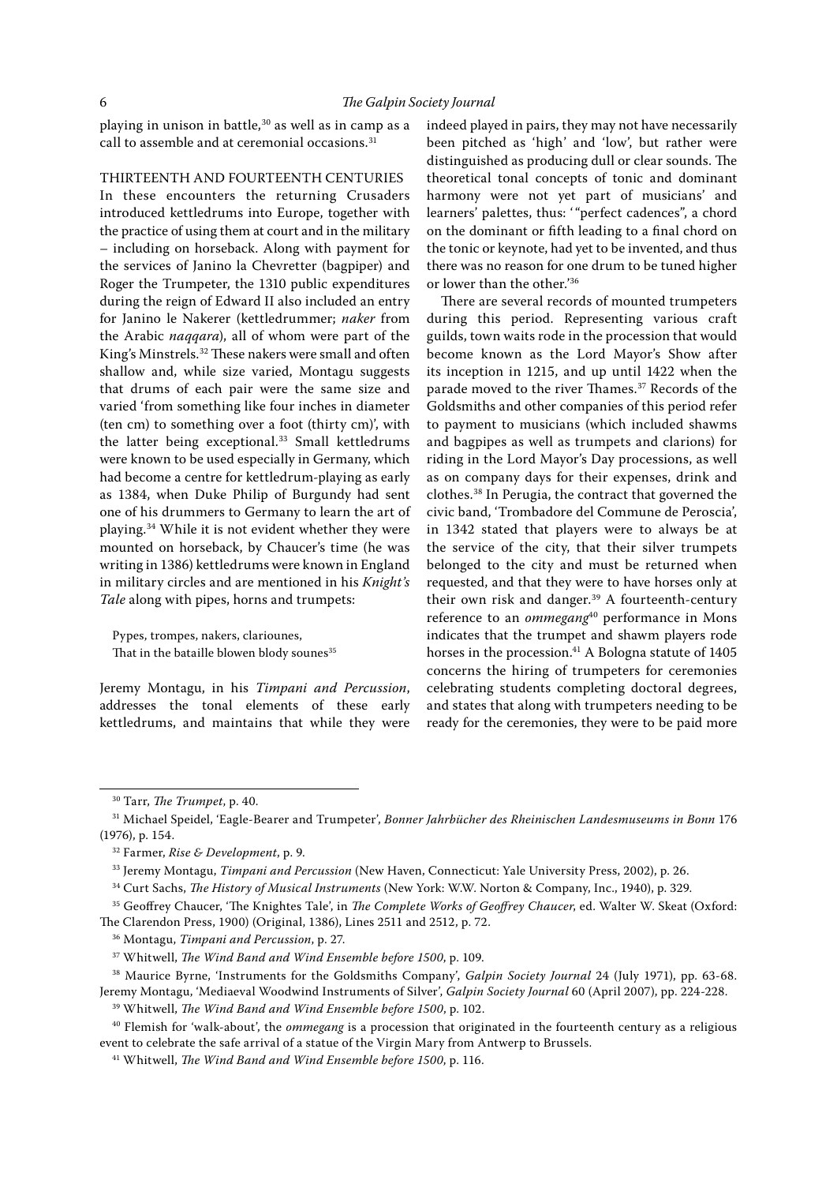playing in unison in battle,[30] as well as in camp as a call to assemble and at ceremonial occasions.[31]

## THIRTEENTH AND FOURTEENTH CENTURIES

In these encounters the returning Crusaders introduced kettledrums into Europe, together with the practice of using them at court and in the military – including on horseback. Along with payment for the services of Janino la Chevretter (bagpiper) and Roger the Trumpeter, the 1310 public expenditures during the reign of Edward II also included an entry for Janino le Nakerer (kettledrummer; *naker* from the Arabic *naqqara*), all of whom were part of the King's Minstrels.[32] These nakers were small and often shallow and, while size varied, Montagu suggests that drums of each pair were the same size and varied 'from something like four inches in diameter (ten cm) to something over a foot (thirty cm)', with the latter being exceptional.[33] Small kettledrums were known to be used especially in Germany, which had become a centre for kettledrum-playing as early as 1384, when Duke Philip of Burgundy had sent one of his drummers to Germany to learn the art of playing.[34] While it is not evident whether they were mounted on horseback, by Chaucer's time (he was writing in 1386) kettledrums were known in England in military circles and are mentioned in his *Knight's Tale* along with pipes, horns and trumpets:

> Pypes, trompes, nakers, clariounes,
> That in the bataille blowen blody sounes[35]

Jeremy Montagu, in his *Timpani and Percussion*, addresses the tonal elements of these early kettledrums, and maintains that while they were indeed played in pairs, they may not have necessarily been pitched as 'high' and 'low', but rather were distinguished as producing dull or clear sounds. The theoretical tonal concepts of tonic and dominant harmony were not yet part of musicians' and learners' palettes, thus: '"perfect cadences", a chord on the dominant or fifth leading to a final chord on the tonic or keynote, had yet to be invented, and thus there was no reason for one drum to be tuned higher or lower than the other.'[36]

There are several records of mounted trumpeters during this period. Representing various craft guilds, town waits rode in the procession that would become known as the Lord Mayor's Show after its inception in 1215, and up until 1422 when the parade moved to the river Thames.[37] Records of the Goldsmiths and other companies of this period refer to payment to musicians (which included shawms and bagpipes as well as trumpets and clarions) for riding in the Lord Mayor's Day processions, as well as on company days for their expenses, drink and clothes.[38] In Perugia, the contract that governed the civic band, 'Trombadore del Commune de Peroscia', in 1342 stated that players were to always be at the service of the city, that their silver trumpets belonged to the city and must be returned when requested, and that they were to have horses only at their own risk and danger.[39] A fourteenth-century reference to an *ommegang*[40] performance in Mons indicates that the trumpet and shawm players rode horses in the procession.[41] A Bologna statute of 1405 concerns the hiring of trumpeters for ceremonies celebrating students completing doctoral degrees, and states that along with trumpeters needing to be ready for the ceremonies, they were to be paid more

---

[30] Tarr, *The Trumpet*, p. 40.

[31] Michael Speidel, 'Eagle-Bearer and Trumpeter', *Bonner Jahrbücher des Rheinischen Landesmuseums in Bonn* 176 (1976), p. 154.

[32] Farmer, *Rise & Development*, p. 9.

[33] Jeremy Montagu, *Timpani and Percussion* (New Haven, Connecticut: Yale University Press, 2002), p. 26.

[34] Curt Sachs, *The History of Musical Instruments* (New York: W.W. Norton & Company, Inc., 1940), p. 329.

[35] Geoffrey Chaucer, 'The Knightes Tale', in *The Complete Works of Geoffrey Chaucer*, ed. Walter W. Skeat (Oxford: The Clarendon Press, 1900) (Original, 1386), Lines 2511 and 2512, p. 72.

[36] Montagu, *Timpani and Percussion*, p. 27.

[37] Whitwell, *The Wind Band and Wind Ensemble before 1500*, p. 109.

[38] Maurice Byrne, 'Instruments for the Goldsmiths Company', *Galpin Society Journal* 24 (July 1971), pp. 63-68. Jeremy Montagu, 'Mediaeval Woodwind Instruments of Silver', *Galpin Society Journal* 60 (April 2007), pp. 224-228.

[39] Whitwell, *The Wind Band and Wind Ensemble before 1500*, p. 102.

[40] Flemish for 'walk-about', the *ommegang* is a procession that originated in the fourteenth century as a religious event to celebrate the safe arrival of a statue of the Virgin Mary from Antwerp to Brussels.

[41] Whitwell, *The Wind Band and Wind Ensemble before 1500*, p. 116.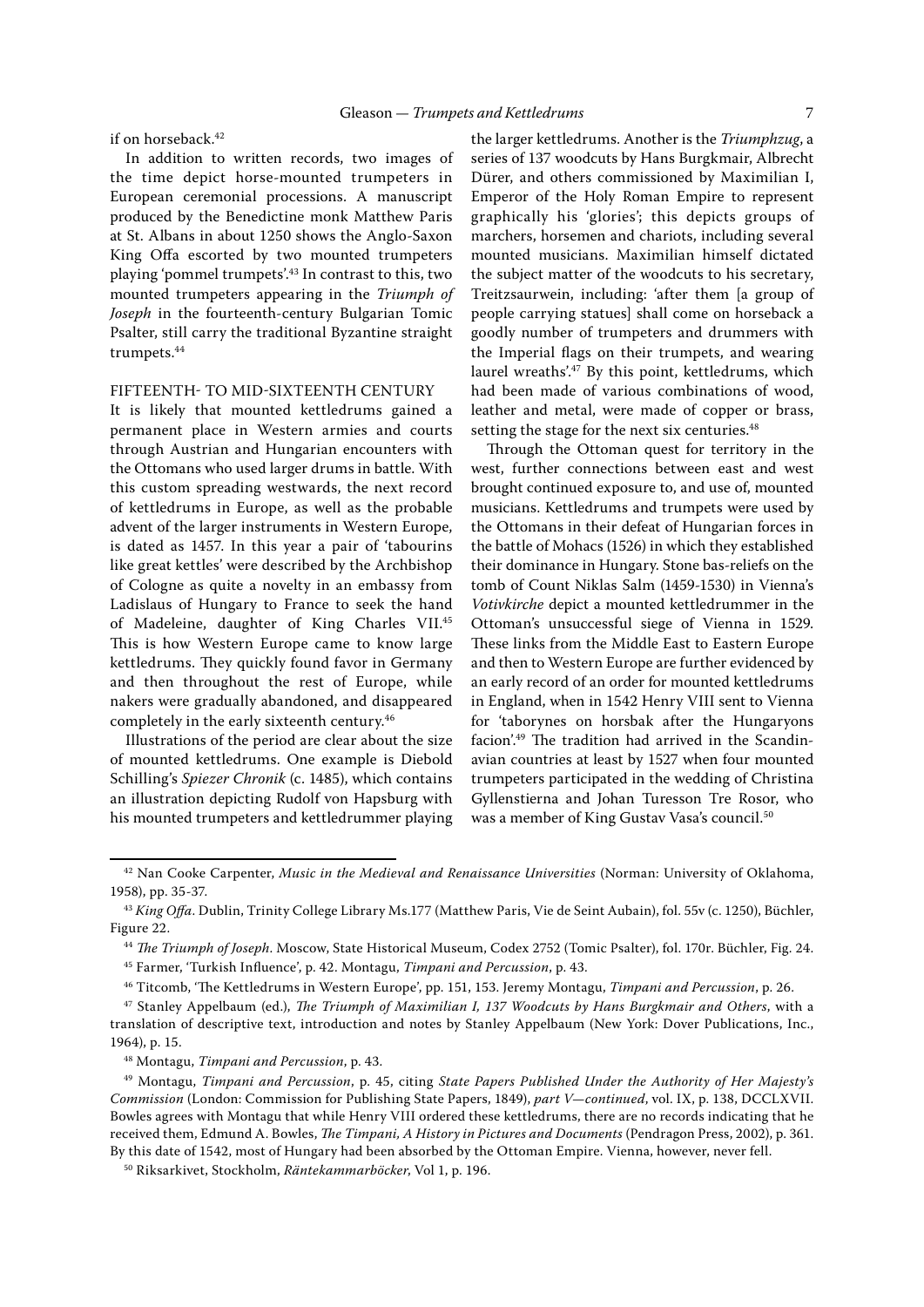if on horseback.[42]

In addition to written records, two images of the time depict horse-mounted trumpeters in European ceremonial processions. A manuscript produced by the Benedictine monk Matthew Paris at St. Albans in about 1250 shows the Anglo-Saxon King Offa escorted by two mounted trumpeters playing 'pommel trumpets'.[43] In contrast to this, two mounted trumpeters appearing in the *Triumph of Joseph* in the fourteenth-century Bulgarian Tomic Psalter, still carry the traditional Byzantine straight trumpets.[44]

## FIFTEENTH- TO MID-SIXTEENTH CENTURY

It is likely that mounted kettledrums gained a permanent place in Western armies and courts through Austrian and Hungarian encounters with the Ottomans who used larger drums in battle. With this custom spreading westwards, the next record of kettledrums in Europe, as well as the probable advent of the larger instruments in Western Europe, is dated as 1457. In this year a pair of 'tabourins like great kettles' were described by the Archbishop of Cologne as quite a novelty in an embassy from Ladislaus of Hungary to France to seek the hand of Madeleine, daughter of King Charles VII.[45] This is how Western Europe came to know large kettledrums. They quickly found favor in Germany and then throughout the rest of Europe, while nakers were gradually abandoned, and disappeared completely in the early sixteenth century.[46]

Illustrations of the period are clear about the size of mounted kettledrums. One example is Diebold Schilling's *Spiezer Chronik* (c. 1485), which contains an illustration depicting Rudolf von Hapsburg with his mounted trumpeters and kettledrummer playing the larger kettledrums. Another is the *Triumphzug*, a series of 137 woodcuts by Hans Burgkmair, Albrecht Dürer, and others commissioned by Maximilian I, Emperor of the Holy Roman Empire to represent graphically his 'glories'; this depicts groups of marchers, horsemen and chariots, including several mounted musicians. Maximilian himself dictated the subject matter of the woodcuts to his secretary, Treitzsaurwein, including: 'after them [a group of people carrying statues] shall come on horseback a goodly number of trumpeters and drummers with the Imperial flags on their trumpets, and wearing laurel wreaths'.[47] By this point, kettledrums, which had been made of various combinations of wood, leather and metal, were made of copper or brass, setting the stage for the next six centuries.[48]

Through the Ottoman quest for territory in the west, further connections between east and west brought continued exposure to, and use of, mounted musicians. Kettledrums and trumpets were used by the Ottomans in their defeat of Hungarian forces in the battle of Mohacs (1526) in which they established their dominance in Hungary. Stone bas-reliefs on the tomb of Count Niklas Salm (1459-1530) in Vienna's *Votivkirche* depict a mounted kettledrummer in the Ottoman's unsuccessful siege of Vienna in 1529. These links from the Middle East to Eastern Europe and then to Western Europe are further evidenced by an early record of an order for mounted kettledrums in England, when in 1542 Henry VIII sent to Vienna for 'taborynes on horsbak after the Hungaryons facion'.[49] The tradition had arrived in the Scandinavian countries at least by 1527 when four mounted trumpeters participated in the wedding of Christina Gyllenstierna and Johan Turesson Tre Rosor, who was a member of King Gustav Vasa's council.[50]

---

[42] Nan Cooke Carpenter, *Music in the Medieval and Renaissance Universities* (Norman: University of Oklahoma, 1958), pp. 35-37.

[43] *King Offa*. Dublin, Trinity College Library Ms.177 (Matthew Paris, Vie de Seint Aubain), fol. 55v (c. 1250), Büchler, Figure 22.

[44] *The Triumph of Joseph*. Moscow, State Historical Museum, Codex 2752 (Tomic Psalter), fol. 170r. Büchler, Fig. 24.

[45] Farmer, 'Turkish Influence', p. 42. Montagu, *Timpani and Percussion*, p. 43.

[46] Titcomb, 'The Kettledrums in Western Europe', pp. 151, 153. Jeremy Montagu, *Timpani and Percussion*, p. 26.

[47] Stanley Appelbaum (ed.), *The Triumph of Maximilian I, 137 Woodcuts by Hans Burgkmair and Others*, with a translation of descriptive text, introduction and notes by Stanley Appelbaum (New York: Dover Publications, Inc., 1964), p. 15.

[48] Montagu, *Timpani and Percussion*, p. 43.

[49] Montagu, *Timpani and Percussion*, p. 45, citing *State Papers Published Under the Authority of Her Majesty's Commission* (London: Commission for Publishing State Papers, 1849), *part V—continued*, vol. IX, p. 138, DCCLXVII. Bowles agrees with Montagu that while Henry VIII ordered these kettledrums, there are no records indicating that he received them, Edmund A. Bowles, *The Timpani, A History in Pictures and Documents* (Pendragon Press, 2002), p. 361. By this date of 1542, most of Hungary had been absorbed by the Ottoman Empire. Vienna, however, never fell.

[50] Riksarkivet, Stockholm, *Räntekammarböcker*, Vol 1, p. 196.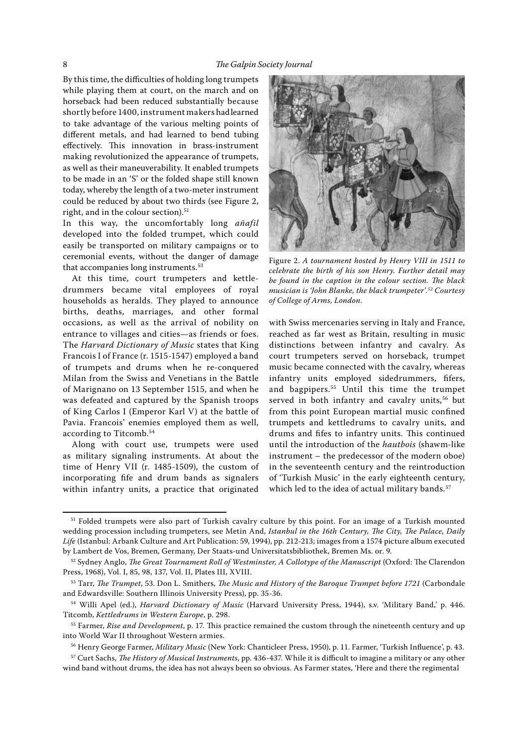By this time, the difficulties of holding long trumpets while playing them at court, on the march and on horseback had been reduced substantially because shortly before 1400, instrument makers had learned to take advantage of the various melting points of different metals, and had learned to bend tubing effectively. This innovation in brass-instrument making revolutionized the appearance of trumpets, as well as their maneuverability. It enabled trumpets to be made in an 'S' or the folded shape still known today, whereby the length of a two-meter instrument could be reduced by about two thirds (see Figure 2, right, and in the colour section).[51]

In this way, the uncomfortably long *añafil* developed into the folded trumpet, which could easily be transported on military campaigns or to ceremonial events, without the danger of damage that accompanies long instruments.[53]

At this time, court trumpeters and kettle-drummers became vital employees of royal households as heralds. They played to announce births, deaths, marriages, and other formal occasions, as well as the arrival of nobility on entrance to villages and cities—as friends or foes. The *Harvard Dictionary of Music* states that King Francois I of France (r. 1515-1547) employed a band of trumpets and drums when he re-conquered Milan from the Swiss and Venetians in the Battle of Marignano on 13 September 1515, and when he was defeated and captured by the Spanish troops of King Carlos I (Emperor Karl V) at the battle of Pavia. Francois' enemies employed them as well, according to Titcomb.[54]

Along with court use, trumpets were used as military signaling instruments. At about the time of Henry VII (r. 1485-1509), the custom of incorporating fife and drum bands as signalers within infantry units, a practice that originated with Swiss mercenaries serving in Italy and France, reached as far west as Britain, resulting in music distinctions between infantry and cavalry. As court trumpeters served on horseback, trumpet music became connected with the cavalry, whereas infantry units employed sidedrummers, fifers, and bagpipers.[55] Until this time the trumpet served in both infantry and cavalry units,[56] but from this point European martial music confined trumpets and kettledrums to cavalry units, and drums and fifes to infantry units. This continued until the introduction of the *hautbois* (shawm-like instrument – the predecessor of the modern oboe) in the seventeenth century and the reintroduction of 'Turkish Music' in the early eighteenth century, which led to the idea of actual military bands.[57]

Figure 2. *A tournament hosted by Henry VIII in 1511 to celebrate the birth of his son Henry. Further detail may be found in the caption in the colour section. The black musician is 'John Blanke, the black trumpeter'.*[52] *Courtesy of College of Arms, London.*

---

[51] Folded trumpets were also part of Turkish cavalry culture by this point. For an image of a Turkish mounted wedding procession including trumpeters, see Metin And, *Istanbul in the 16th Century, The City, The Palace, Daily Life* (Istanbul: Arbank Culture and Art Publication: 59, 1994), pp. 212-213; images from a 1574 picture album executed by Lambert de Vos, Bremen, Germany, Der Staats-und Universitatsbibliothek, Bremen Ms. or. 9.

[52] Sydney Anglo, *The Great Tournament Roll of Westminster, A Collotype of the Manuscript* (Oxford: The Clarendon Press, 1968), Vol. I, 85, 98, 137, Vol. II, Plates III, XVIII.

[53] Tarr, *The Trumpet*, 53. Don L. Smithers, *The Music and History of the Baroque Trumpet before 1721* (Carbondale and Edwardsville: Southern Illinois University Press), pp. 35-36.

[54] Willi Apel (ed.), *Harvard Dictionary of Music* (Harvard University Press, 1944), s.v. 'Military Band,' p. 446. Titcomb, *Kettledrums in Western Europe*, p. 298.

[55] Farmer, *Rise and Development*, p. 17. This practice remained the custom through the nineteenth century and up into World War II throughout Western armies.

[56] Henry George Farmer, *Military Music* (New York: Chanticleer Press, 1950), p. 11. Farmer, 'Turkish Influence', p. 43.

[57] Curt Sachs, *The History of Musical Instruments*, pp. 436-437. While it is difficult to imagine a military or any other wind band without drums, the idea has not always been so obvious. As Farmer states, 'Here and there the regimental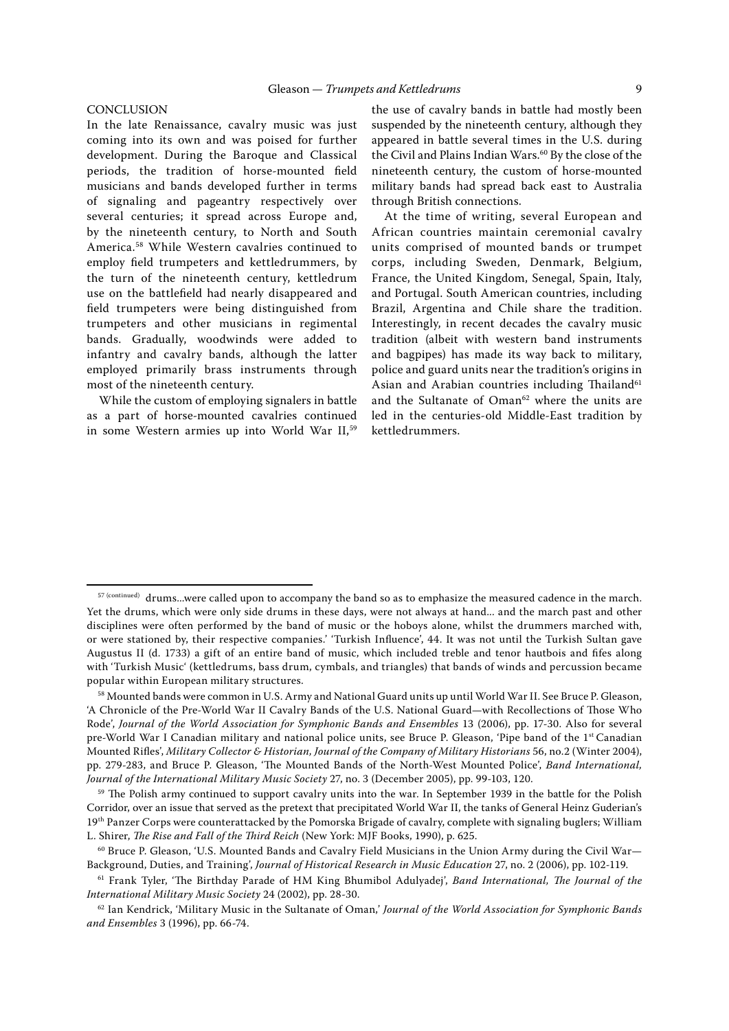## CONCLUSION

In the late Renaissance, cavalry music was just coming into its own and was poised for further development. During the Baroque and Classical periods, the tradition of horse-mounted field musicians and bands developed further in terms of signaling and pageantry respectively over several centuries; it spread across Europe and, by the nineteenth century, to North and South America.[58] While Western cavalries continued to employ field trumpeters and kettledrummers, by the turn of the nineteenth century, kettledrum use on the battlefield had nearly disappeared and field trumpeters were being distinguished from trumpeters and other musicians in regimental bands. Gradually, woodwinds were added to infantry and cavalry bands, although the latter employed primarily brass instruments through most of the nineteenth century.

While the custom of employing signalers in battle as a part of horse-mounted cavalries continued in some Western armies up into World War II,[59] the use of cavalry bands in battle had mostly been suspended by the nineteenth century, although they appeared in battle several times in the U.S. during the Civil and Plains Indian Wars.[60] By the close of the nineteenth century, the custom of horse-mounted military bands had spread back east to Australia through British connections.

At the time of writing, several European and African countries maintain ceremonial cavalry units comprised of mounted bands or trumpet corps, including Sweden, Denmark, Belgium, France, the United Kingdom, Senegal, Spain, Italy, and Portugal. South American countries, including Brazil, Argentina and Chile share the tradition. Interestingly, in recent decades the cavalry music tradition (albeit with western band instruments and bagpipes) has made its way back to military, police and guard units near the tradition's origins in Asian and Arabian countries including Thailand[61] and the Sultanate of Oman[62] where the units are led in the centuries-old Middle-East tradition by kettledrummers.

---

[57] (continued) drums...were called upon to accompany the band so as to emphasize the measured cadence in the march. Yet the drums, which were only side drums in these days, were not always at hand... and the march past and other disciplines were often performed by the band of music or the hoboys alone, whilst the drummers marched with, or were stationed by, their respective companies.' 'Turkish Influence', 44. It was not until the Turkish Sultan gave Augustus II (d. 1733) a gift of an entire band of music, which included treble and tenor hautbois and fifes along with 'Turkish Music' (kettledrums, bass drum, cymbals, and triangles) that bands of winds and percussion became popular within European military structures.

[58] Mounted bands were common in U.S. Army and National Guard units up until World War II. See Bruce P. Gleason, 'A Chronicle of the Pre-World War II Cavalry Bands of the U.S. National Guard—with Recollections of Those Who Rode', *Journal of the World Association for Symphonic Bands and Ensembles* 13 (2006), pp. 17-30. Also for several pre-World War I Canadian military and national police units, see Bruce P. Gleason, 'Pipe band of the 1st Canadian Mounted Rifles', *Military Collector & Historian, Journal of the Company of Military Historians* 56, no.2 (Winter 2004), pp. 279-283, and Bruce P. Gleason, 'The Mounted Bands of the North-West Mounted Police', *Band International, Journal of the International Military Music Society* 27, no. 3 (December 2005), pp. 99-103, 120.

[59] The Polish army continued to support cavalry units into the war. In September 1939 in the battle for the Polish Corridor, over an issue that served as the pretext that precipitated World War II, the tanks of General Heinz Guderian's 19th Panzer Corps were counterattacked by the Pomorska Brigade of cavalry, complete with signaling buglers; William L. Shirer, *The Rise and Fall of the Third Reich* (New York: MJF Books, 1990), p. 625.

[60] Bruce P. Gleason, 'U.S. Mounted Bands and Cavalry Field Musicians in the Union Army during the Civil War—Background, Duties, and Training', *Journal of Historical Research in Music Education* 27, no. 2 (2006), pp. 102-119.

[61] Frank Tyler, 'The Birthday Parade of HM King Bhumibol Adulyadej', *Band International, The Journal of the International Military Music Society* 24 (2002), pp. 28-30.

[62] Ian Kendrick, 'Military Music in the Sultanate of Oman,' *Journal of the World Association for Symphonic Bands and Ensembles* 3 (1996), pp. 66-74.